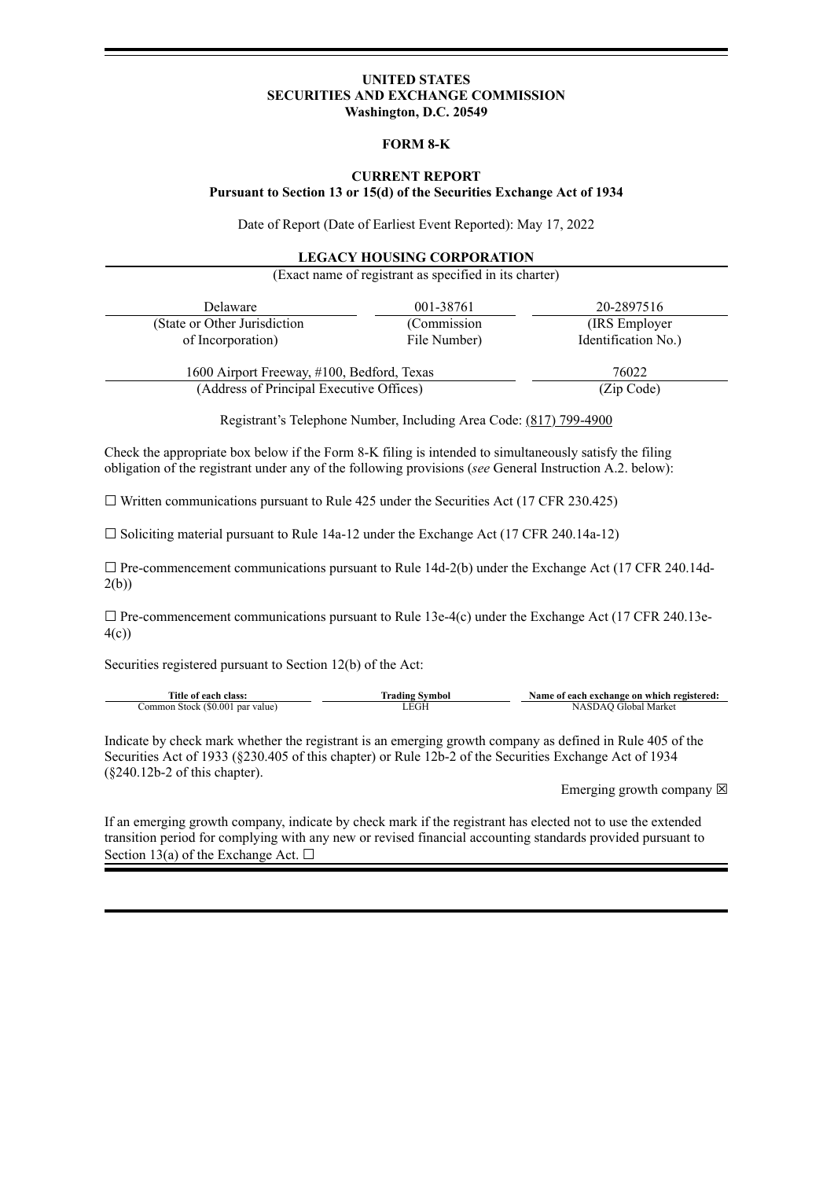**UNITED STATES**
**SECURITIES AND EXCHANGE COMMISSION**
**Washington, D.C. 20549**

**FORM 8-K**

**CURRENT REPORT**
**Pursuant to Section 13 or 15(d) of the Securities Exchange Act of 1934**

Date of Report (Date of Earliest Event Reported): May 17, 2022

**LEGACY HOUSING CORPORATION**
(Exact name of registrant as specified in its charter)

| Delaware | 001-38761 | 20-2897516 |
|---|---|---|
| (State or Other Jurisdiction of Incorporation) | (Commission File Number) | (IRS Employer Identification No.) |

| 1600 Airport Freeway, #100, Bedford, Texas | 76022 |
|---|---|
| (Address of Principal Executive Offices) | (Zip Code) |

Registrant's Telephone Number, Including Area Code: (817) 799-4900

Check the appropriate box below if the Form 8-K filing is intended to simultaneously satisfy the filing obligation of the registrant under any of the following provisions (*see* General Instruction A.2. below):

☐ Written communications pursuant to Rule 425 under the Securities Act (17 CFR 230.425)

☐ Soliciting material pursuant to Rule 14a-12 under the Exchange Act (17 CFR 240.14a-12)

☐ Pre-commencement communications pursuant to Rule 14d-2(b) under the Exchange Act (17 CFR 240.14d-2(b))

☐ Pre-commencement communications pursuant to Rule 13e-4(c) under the Exchange Act (17 CFR 240.13e-4(c))

Securities registered pursuant to Section 12(b) of the Act:

| Title of each class: | Trading Symbol | Name of each exchange on which registered: |
|---|---|---|
| Common Stock ($0.001 par value) | LEGH | NASDAQ Global Market |

Indicate by check mark whether the registrant is an emerging growth company as defined in Rule 405 of the Securities Act of 1933 (§230.405 of this chapter) or Rule 12b-2 of the Securities Exchange Act of 1934 (§240.12b-2 of this chapter).

Emerging growth company ☒

If an emerging growth company, indicate by check mark if the registrant has elected not to use the extended transition period for complying with any new or revised financial accounting standards provided pursuant to Section 13(a) of the Exchange Act. ☐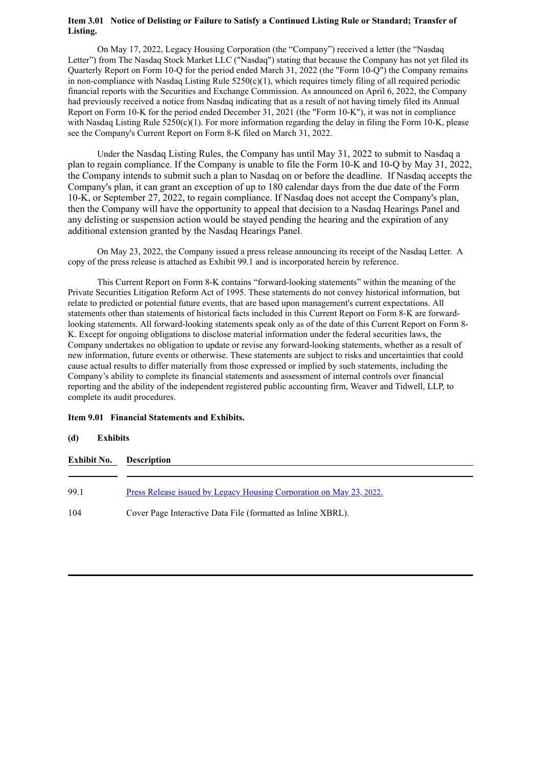**Item 3.01 Notice of Delisting or Failure to Satisfy a Continued Listing Rule or Standard; Transfer of Listing.**

On May 17, 2022, Legacy Housing Corporation (the "Company") received a letter (the "Nasdaq Letter") from The Nasdaq Stock Market LLC ("Nasdaq") stating that because the Company has not yet filed its Quarterly Report on Form 10-Q for the period ended March 31, 2022 (the "Form 10-Q") the Company remains in non-compliance with Nasdaq Listing Rule 5250(c)(1), which requires timely filing of all required periodic financial reports with the Securities and Exchange Commission. As announced on April 6, 2022, the Company had previously received a notice from Nasdaq indicating that as a result of not having timely filed its Annual Report on Form 10-K for the period ended December 31, 2021 (the "Form 10-K"), it was not in compliance with Nasdaq Listing Rule 5250(c)(1). For more information regarding the delay in filing the Form 10-K, please see the Company's Current Report on Form 8-K filed on March 31, 2022.

Under the Nasdaq Listing Rules, the Company has until May 31, 2022 to submit to Nasdaq a plan to regain compliance. If the Company is unable to file the Form 10-K and 10-Q by May 31, 2022, the Company intends to submit such a plan to Nasdaq on or before the deadline. If Nasdaq accepts the Company's plan, it can grant an exception of up to 180 calendar days from the due date of the Form 10-K, or September 27, 2022, to regain compliance. If Nasdaq does not accept the Company's plan, then the Company will have the opportunity to appeal that decision to a Nasdaq Hearings Panel and any delisting or suspension action would be stayed pending the hearing and the expiration of any additional extension granted by the Nasdaq Hearings Panel.

On May 23, 2022, the Company issued a press release announcing its receipt of the Nasdaq Letter. A copy of the press release is attached as Exhibit 99.1 and is incorporated herein by reference.

This Current Report on Form 8-K contains "forward-looking statements" within the meaning of the Private Securities Litigation Reform Act of 1995. These statements do not convey historical information, but relate to predicted or potential future events, that are based upon management's current expectations. All statements other than statements of historical facts included in this Current Report on Form 8-K are forward-looking statements. All forward-looking statements speak only as of the date of this Current Report on Form 8-K. Except for ongoing obligations to disclose material information under the federal securities laws, the Company undertakes no obligation to update or revise any forward-looking statements, whether as a result of new information, future events or otherwise. These statements are subject to risks and uncertainties that could cause actual results to differ materially from those expressed or implied by such statements, including the Company's ability to complete its financial statements and assessment of internal controls over financial reporting and the ability of the independent registered public accounting firm, Weaver and Tidwell, LLP, to complete its audit procedures.

**Item 9.01 Financial Statements and Exhibits.**

**(d) Exhibits**

| Exhibit No. | Description |
|---|---|
| 99.1 | Press Release issued by Legacy Housing Corporation on May 23, 2022. |
| 104 | Cover Page Interactive Data File (formatted as Inline XBRL). |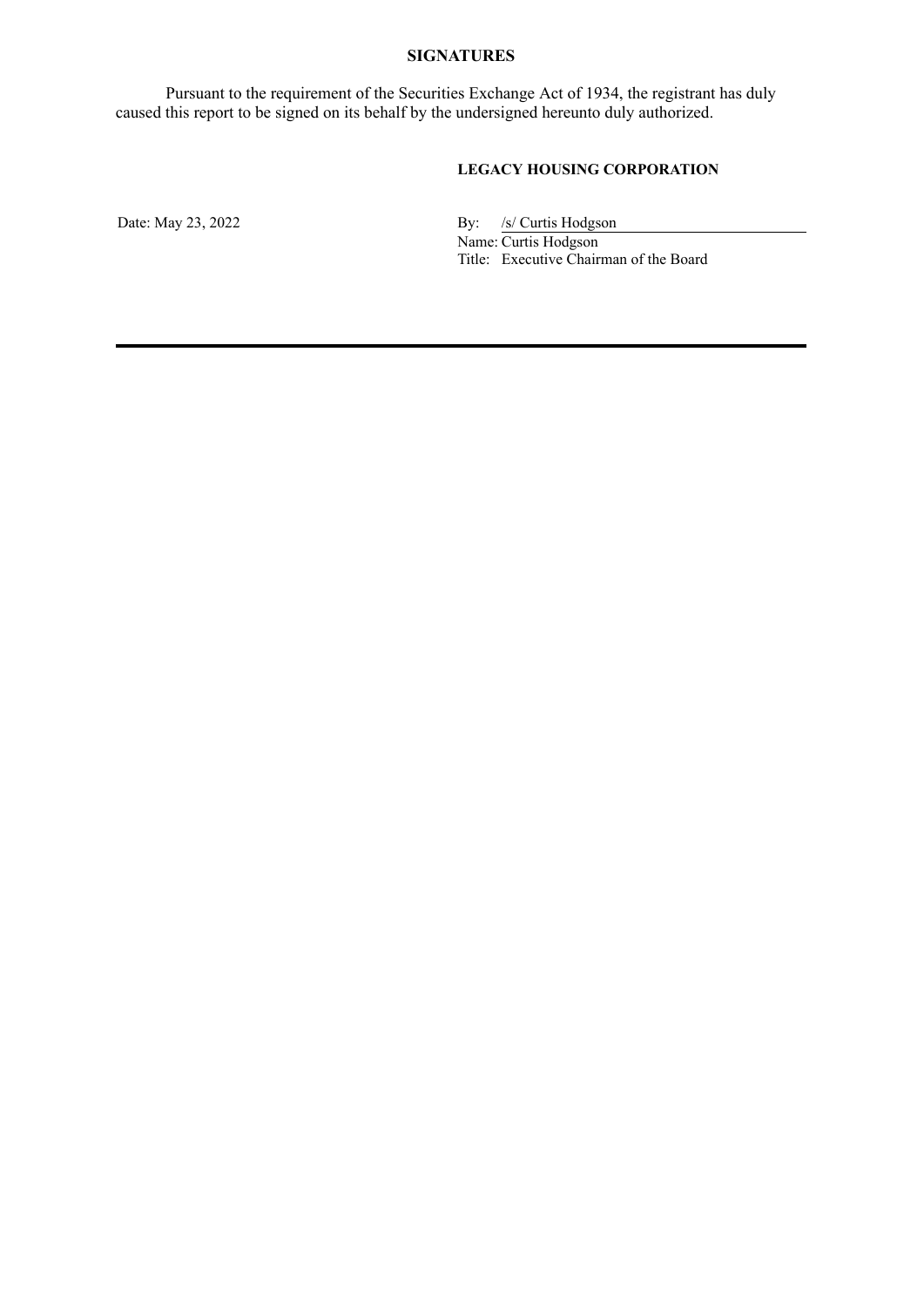**SIGNATURES**

Pursuant to the requirement of the Securities Exchange Act of 1934, the registrant has duly caused this report to be signed on its behalf by the undersigned hereunto duly authorized.

**LEGACY HOUSING CORPORATION**

Date: May 23, 2022

By: /s/ Curtis Hodgson
Name: Curtis Hodgson
Title: Executive Chairman of the Board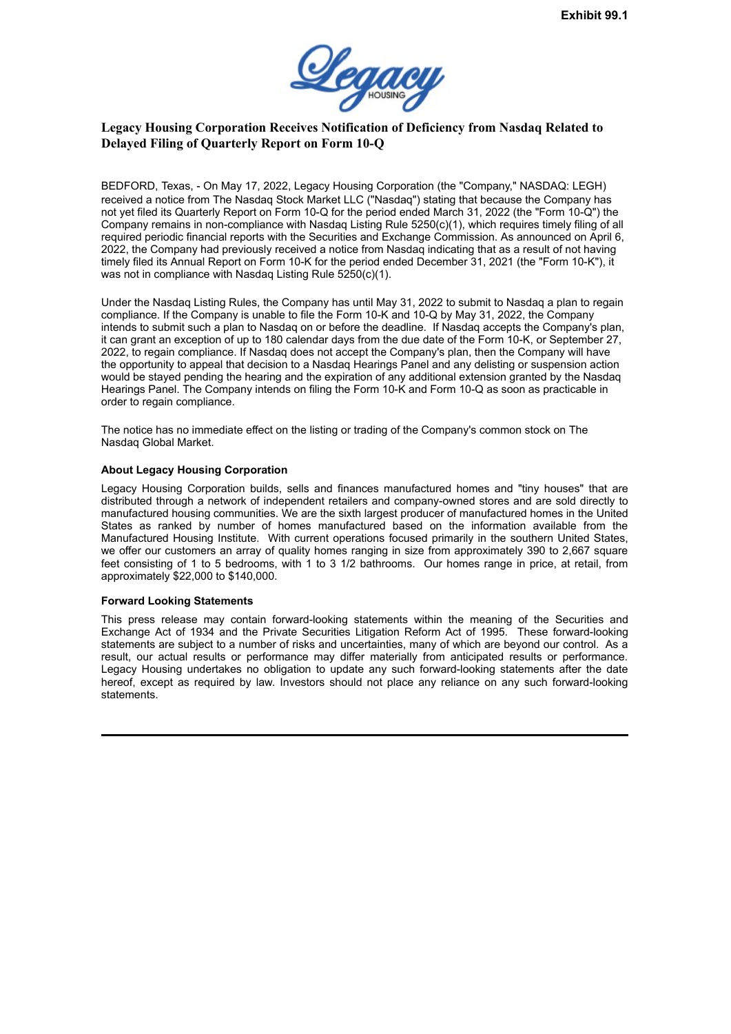Exhibit 99.1

# Legacy Housing Corporation Receives Notification of Deficiency from Nasdaq Related to Delayed Filing of Quarterly Report on Form 10-Q

BEDFORD, Texas, - On May 17, 2022, Legacy Housing Corporation (the "Company," NASDAQ: LEGH) received a notice from The Nasdaq Stock Market LLC ("Nasdaq") stating that because the Company has not yet filed its Quarterly Report on Form 10-Q for the period ended March 31, 2022 (the "Form 10-Q") the Company remains in non-compliance with Nasdaq Listing Rule 5250(c)(1), which requires timely filing of all required periodic financial reports with the Securities and Exchange Commission. As announced on April 6, 2022, the Company had previously received a notice from Nasdaq indicating that as a result of not having timely filed its Annual Report on Form 10-K for the period ended December 31, 2021 (the "Form 10-K"), it was not in compliance with Nasdaq Listing Rule 5250(c)(1).

Under the Nasdaq Listing Rules, the Company has until May 31, 2022 to submit to Nasdaq a plan to regain compliance. If the Company is unable to file the Form 10-K and 10-Q by May 31, 2022, the Company intends to submit such a plan to Nasdaq on or before the deadline. If Nasdaq accepts the Company's plan, it can grant an exception of up to 180 calendar days from the due date of the Form 10-K, or September 27, 2022, to regain compliance. If Nasdaq does not accept the Company's plan, then the Company will have the opportunity to appeal that decision to a Nasdaq Hearings Panel and any delisting or suspension action would be stayed pending the hearing and the expiration of any additional extension granted by the Nasdaq Hearings Panel. The Company intends on filing the Form 10-K and Form 10-Q as soon as practicable in order to regain compliance.

The notice has no immediate effect on the listing or trading of the Company's common stock on The Nasdaq Global Market.

**About Legacy Housing Corporation**

Legacy Housing Corporation builds, sells and finances manufactured homes and "tiny houses" that are distributed through a network of independent retailers and company-owned stores and are sold directly to manufactured housing communities. We are the sixth largest producer of manufactured homes in the United States as ranked by number of homes manufactured based on the information available from the Manufactured Housing Institute. With current operations focused primarily in the southern United States, we offer our customers an array of quality homes ranging in size from approximately 390 to 2,667 square feet consisting of 1 to 5 bedrooms, with 1 to 3 1/2 bathrooms. Our homes range in price, at retail, from approximately $22,000 to $140,000.

**Forward Looking Statements**

This press release may contain forward-looking statements within the meaning of the Securities and Exchange Act of 1934 and the Private Securities Litigation Reform Act of 1995. These forward-looking statements are subject to a number of risks and uncertainties, many of which are beyond our control. As a result, our actual results or performance may differ materially from anticipated results or performance. Legacy Housing undertakes no obligation to update any such forward-looking statements after the date hereof, except as required by law. Investors should not place any reliance on any such forward-looking statements.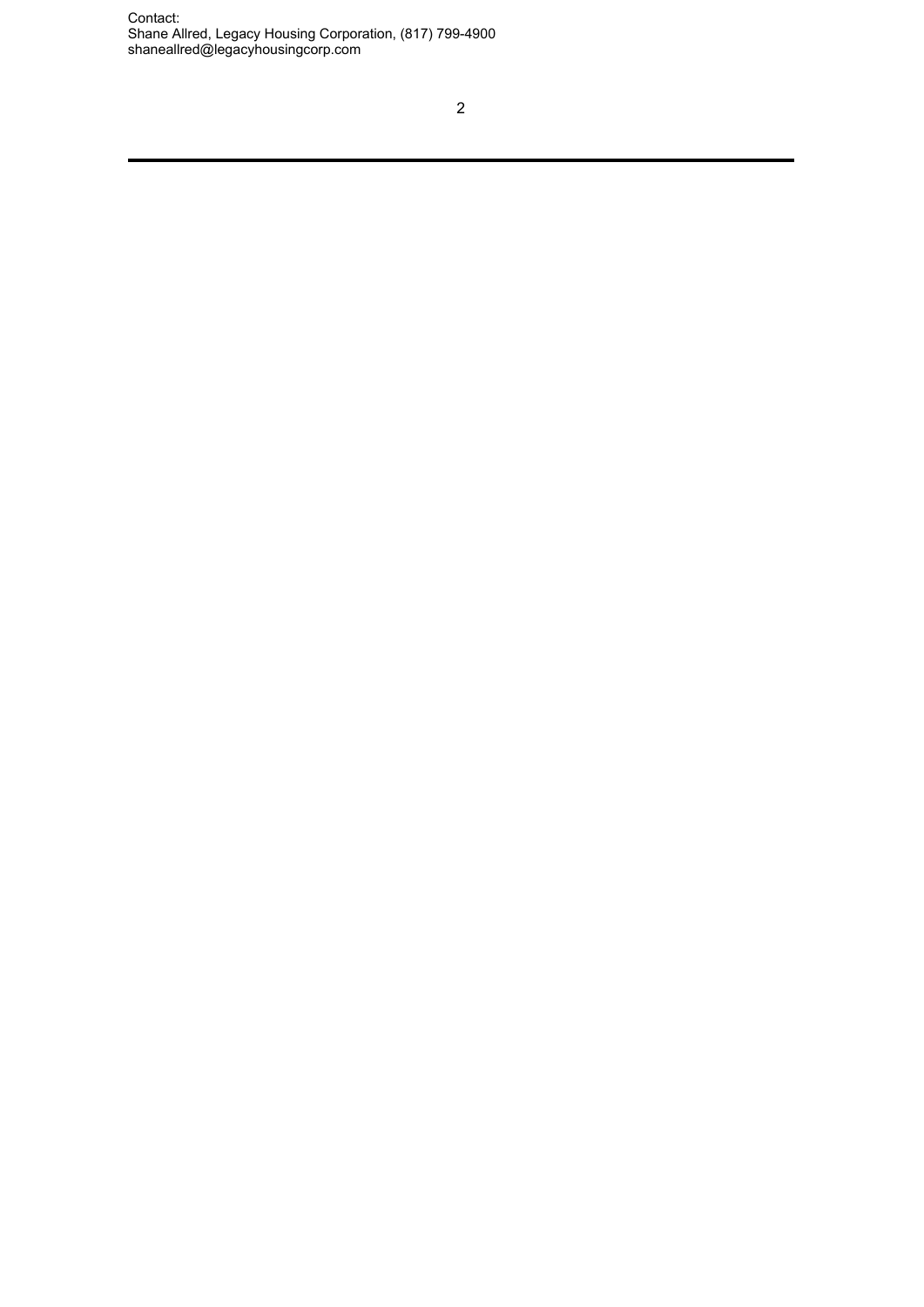Contact:
Shane Allred, Legacy Housing Corporation, (817) 799-4900
shaneallred@legacyhousingcorp.com